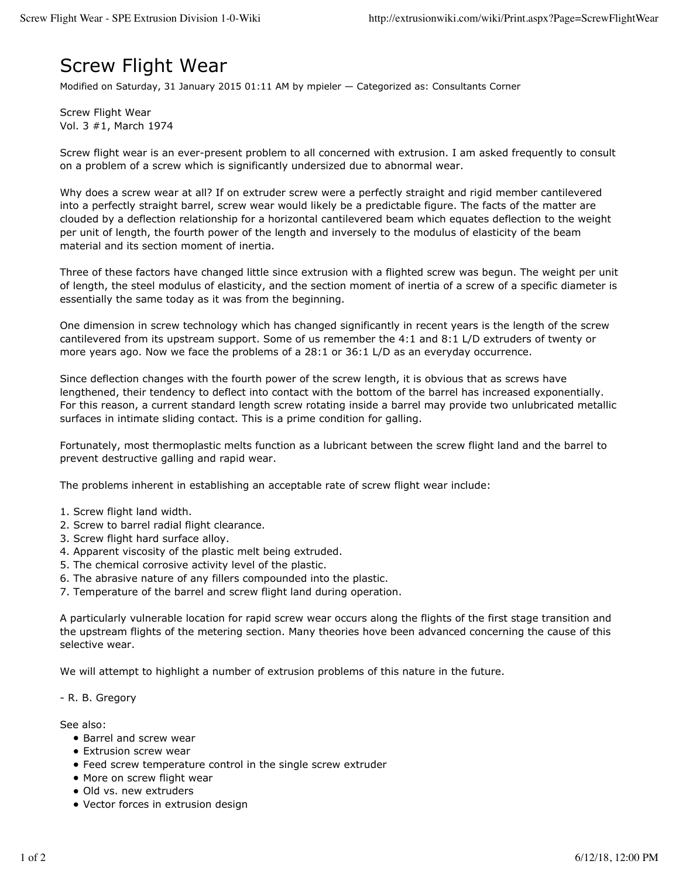# Screw Flight Wear

Modified on Saturday, 31 January 2015 01:11 AM by mpieler — Categorized as: Consultants Corner

Screw Flight Wear
Vol. 3 #1, March 1974

Screw flight wear is an ever-present problem to all concerned with extrusion. I am asked frequently to consult on a problem of a screw which is significantly undersized due to abnormal wear.

Why does a screw wear at all? If on extruder screw were a perfectly straight and rigid member cantilevered into a perfectly straight barrel, screw wear would likely be a predictable figure. The facts of the matter are clouded by a deflection relationship for a horizontal cantilevered beam which equates deflection to the weight per unit of length, the fourth power of the length and inversely to the modulus of elasticity of the beam material and its section moment of inertia.

Three of these factors have changed little since extrusion with a flighted screw was begun. The weight per unit of length, the steel modulus of elasticity, and the section moment of inertia of a screw of a specific diameter is essentially the same today as it was from the beginning.

One dimension in screw technology which has changed significantly in recent years is the length of the screw cantilevered from its upstream support. Some of us remember the 4:1 and 8:1 L/D extruders of twenty or more years ago. Now we face the problems of a 28:1 or 36:1 L/D as an everyday occurrence.

Since deflection changes with the fourth power of the screw length, it is obvious that as screws have lengthened, their tendency to deflect into contact with the bottom of the barrel has increased exponentially. For this reason, a current standard length screw rotating inside a barrel may provide two unlubricated metallic surfaces in intimate sliding contact. This is a prime condition for galling.

Fortunately, most thermoplastic melts function as a lubricant between the screw flight land and the barrel to prevent destructive galling and rapid wear.

The problems inherent in establishing an acceptable rate of screw flight wear include:

1. Screw flight land width.
2. Screw to barrel radial flight clearance.
3. Screw flight hard surface alloy.
4. Apparent viscosity of the plastic melt being extruded.
5. The chemical corrosive activity level of the plastic.
6. The abrasive nature of any fillers compounded into the plastic.
7. Temperature of the barrel and screw flight land during operation.

A particularly vulnerable location for rapid screw wear occurs along the flights of the first stage transition and the upstream flights of the metering section. Many theories hove been advanced concerning the cause of this selective wear.

We will attempt to highlight a number of extrusion problems of this nature in the future.

\- R. B. Gregory

See also:

- Barrel and screw wear
- Extrusion screw wear
- Feed screw temperature control in the single screw extruder
- More on screw flight wear
- Old vs. new extruders
- Vector forces in extrusion design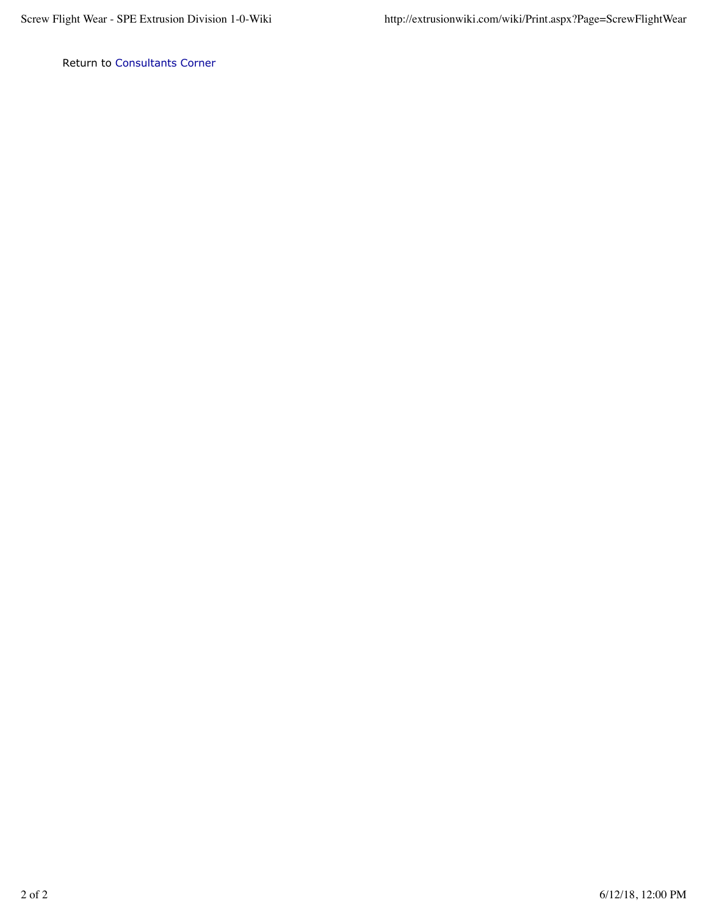Return to Consultants Corner